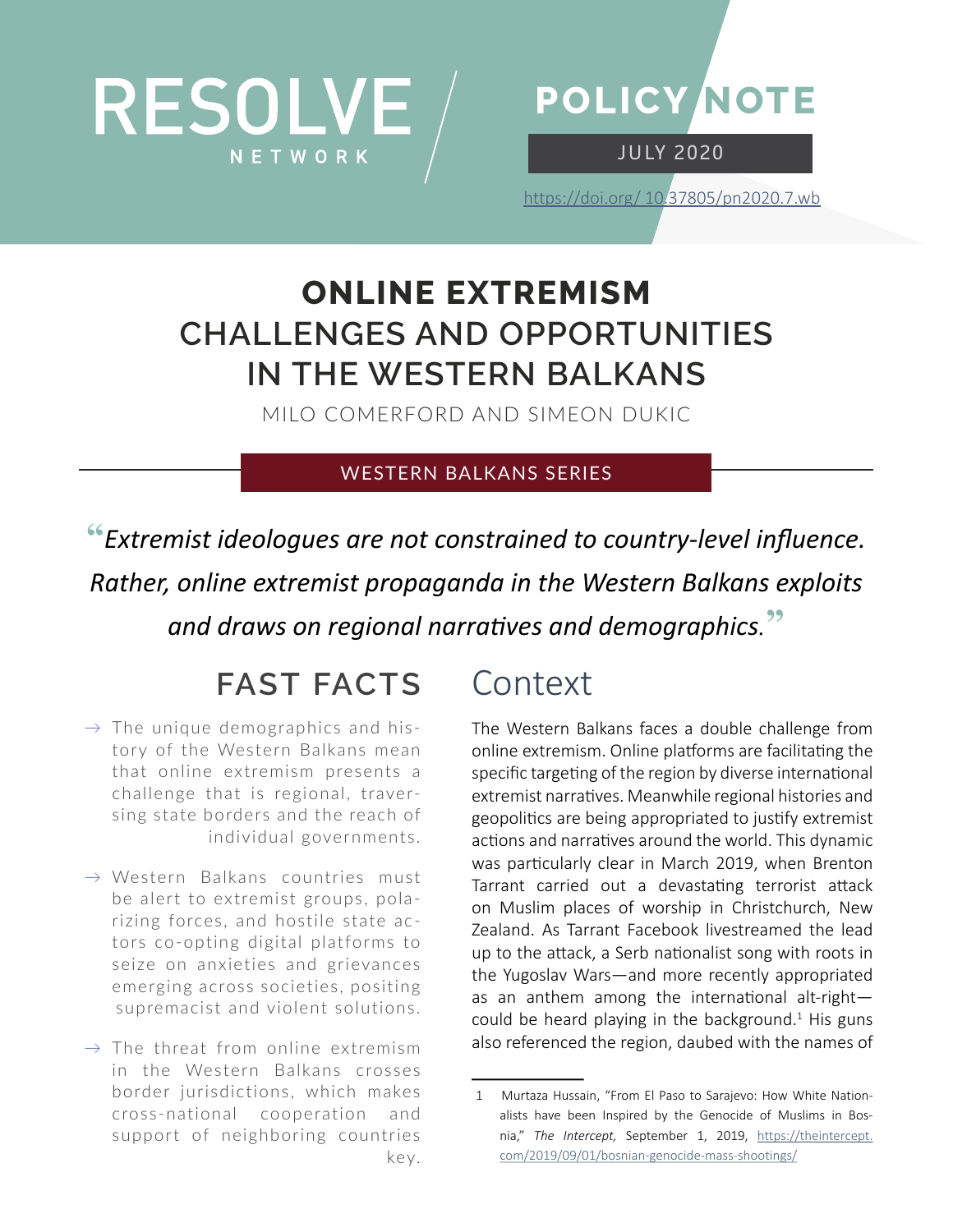RESOLVE NETWORK

POLICY NOTE

JULY 2020

https://doi.org/ 10.37805/pn2020.7.wb

# ONLINE EXTREMISM
# CHALLENGES AND OPPORTUNITIES IN THE WESTERN BALKANS

MILO COMERFORD AND SIMEON DUKIC

WESTERN BALKANS SERIES

> *"Extremist ideologues are not constrained to country-level influence. Rather, online extremist propaganda in the Western Balkans exploits and draws on regional narratives and demographics."*

## FAST FACTS

- → The unique demographics and history of the Western Balkans mean that online extremism presents a challenge that is regional, traversing state borders and the reach of individual governments.
- → Western Balkans countries must be alert to extremist groups, polarizing forces, and hostile state actors co-opting digital platforms to seize on anxieties and grievances emerging across societies, positing supremacist and violent solutions.
- → The threat from online extremism in the Western Balkans crosses border jurisdictions, which makes cross-national cooperation and support of neighboring countries key.

## Context

The Western Balkans faces a double challenge from online extremism. Online platforms are facilitating the specific targeting of the region by diverse international extremist narratives. Meanwhile regional histories and geopolitics are being appropriated to justify extremist actions and narratives around the world. This dynamic was particularly clear in March 2019, when Brenton Tarrant carried out a devastating terrorist attack on Muslim places of worship in Christchurch, New Zealand. As Tarrant Facebook livestreamed the lead up to the attack, a Serb nationalist song with roots in the Yugoslav Wars—and more recently appropriated as an anthem among the international alt-right—could be heard playing in the background.[1] His guns also referenced the region, daubed with the names of

---

1 Murtaza Hussain, "From El Paso to Sarajevo: How White Nationalists have been Inspired by the Genocide of Muslims in Bosnia," *The Intercept,* September 1, 2019, https://theintercept.com/2019/09/01/bosnian-genocide-mass-shootings/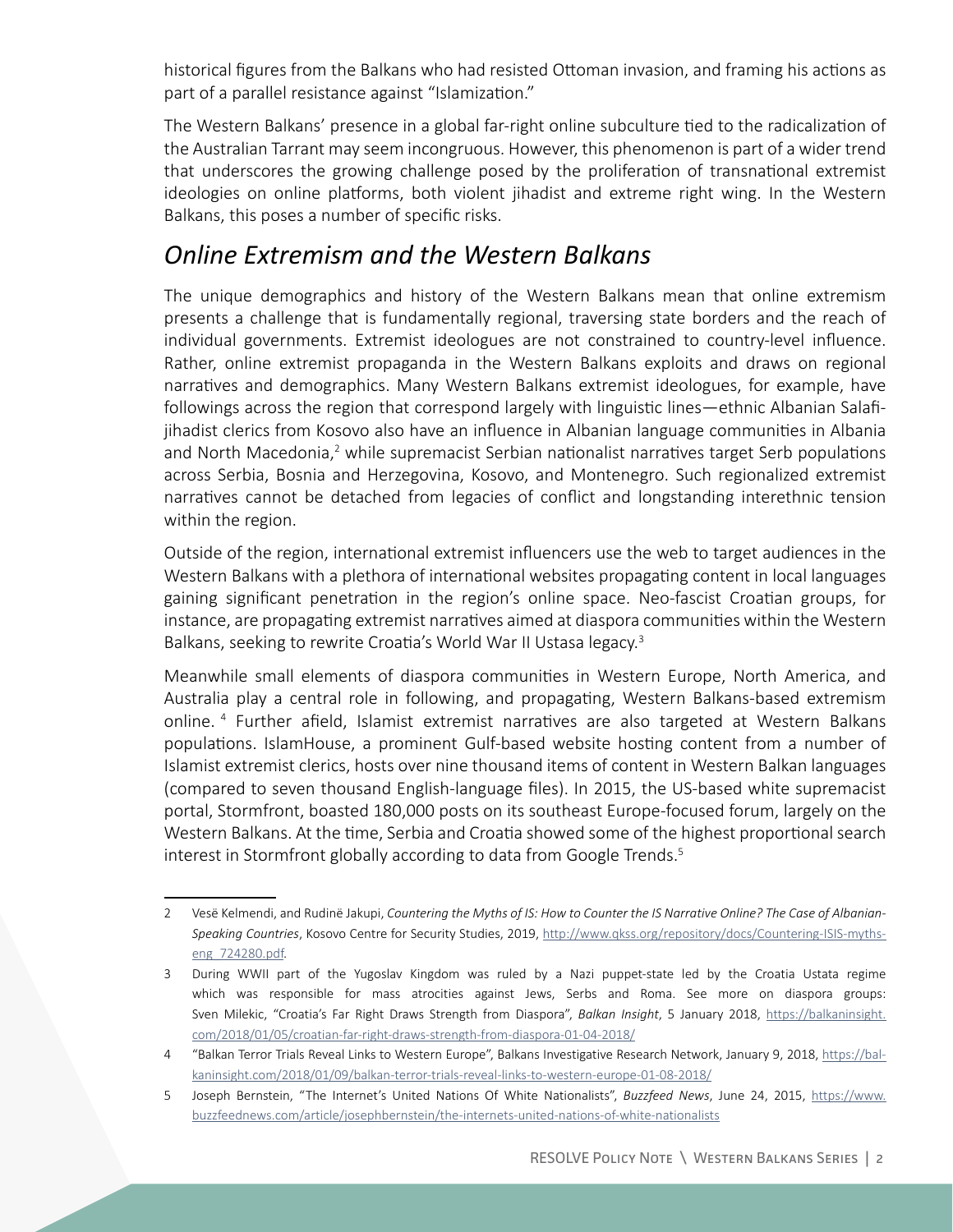historical figures from the Balkans who had resisted Ottoman invasion, and framing his actions as part of a parallel resistance against "Islamization."

The Western Balkans' presence in a global far-right online subculture tied to the radicalization of the Australian Tarrant may seem incongruous. However, this phenomenon is part of a wider trend that underscores the growing challenge posed by the proliferation of transnational extremist ideologies on online platforms, both violent jihadist and extreme right wing. In the Western Balkans, this poses a number of specific risks.

## *Online Extremism and the Western Balkans*

The unique demographics and history of the Western Balkans mean that online extremism presents a challenge that is fundamentally regional, traversing state borders and the reach of individual governments. Extremist ideologues are not constrained to country-level influence. Rather, online extremist propaganda in the Western Balkans exploits and draws on regional narratives and demographics. Many Western Balkans extremist ideologues, for example, have followings across the region that correspond largely with linguistic lines—ethnic Albanian Salafi-jihadist clerics from Kosovo also have an influence in Albanian language communities in Albania and North Macedonia,[2] while supremacist Serbian nationalist narratives target Serb populations across Serbia, Bosnia and Herzegovina, Kosovo, and Montenegro. Such regionalized extremist narratives cannot be detached from legacies of conflict and longstanding interethnic tension within the region.

Outside of the region, international extremist influencers use the web to target audiences in the Western Balkans with a plethora of international websites propagating content in local languages gaining significant penetration in the region's online space. Neo-fascist Croatian groups, for instance, are propagating extremist narratives aimed at diaspora communities within the Western Balkans, seeking to rewrite Croatia's World War II Ustasa legacy.[3]

Meanwhile small elements of diaspora communities in Western Europe, North America, and Australia play a central role in following, and propagating, Western Balkans-based extremism online.[4] Further afield, Islamist extremist narratives are also targeted at Western Balkans populations. IslamHouse, a prominent Gulf-based website hosting content from a number of Islamist extremist clerics, hosts over nine thousand items of content in Western Balkan languages (compared to seven thousand English-language files). In 2015, the US-based white supremacist portal, Stormfront, boasted 180,000 posts on its southeast Europe-focused forum, largely on the Western Balkans. At the time, Serbia and Croatia showed some of the highest proportional search interest in Stormfront globally according to data from Google Trends.[5]

---

2 Vesë Kelmendi, and Rudinë Jakupi, *Countering the Myths of IS: How to Counter the IS Narrative Online? The Case of Albanian-Speaking Countries*, Kosovo Centre for Security Studies, 2019, http://www.qkss.org/repository/docs/Countering-ISIS-myths-eng_724280.pdf.

3 During WWII part of the Yugoslav Kingdom was ruled by a Nazi puppet-state led by the Croatia Ustata regime which was responsible for mass atrocities against Jews, Serbs and Roma. See more on diaspora groups: Sven Milekic, "Croatia's Far Right Draws Strength from Diaspora", *Balkan Insight*, 5 January 2018, https://balkaninsight.com/2018/01/05/croatian-far-right-draws-strength-from-diaspora-01-04-2018/

4 "Balkan Terror Trials Reveal Links to Western Europe", Balkans Investigative Research Network, January 9, 2018, https://balkaninsight.com/2018/01/09/balkan-terror-trials-reveal-links-to-western-europe-01-08-2018/

5 Joseph Bernstein, "The Internet's United Nations Of White Nationalists", *Buzzfeed News*, June 24, 2015, https://www.buzzfeednews.com/article/josephbernstein/the-internets-united-nations-of-white-nationalists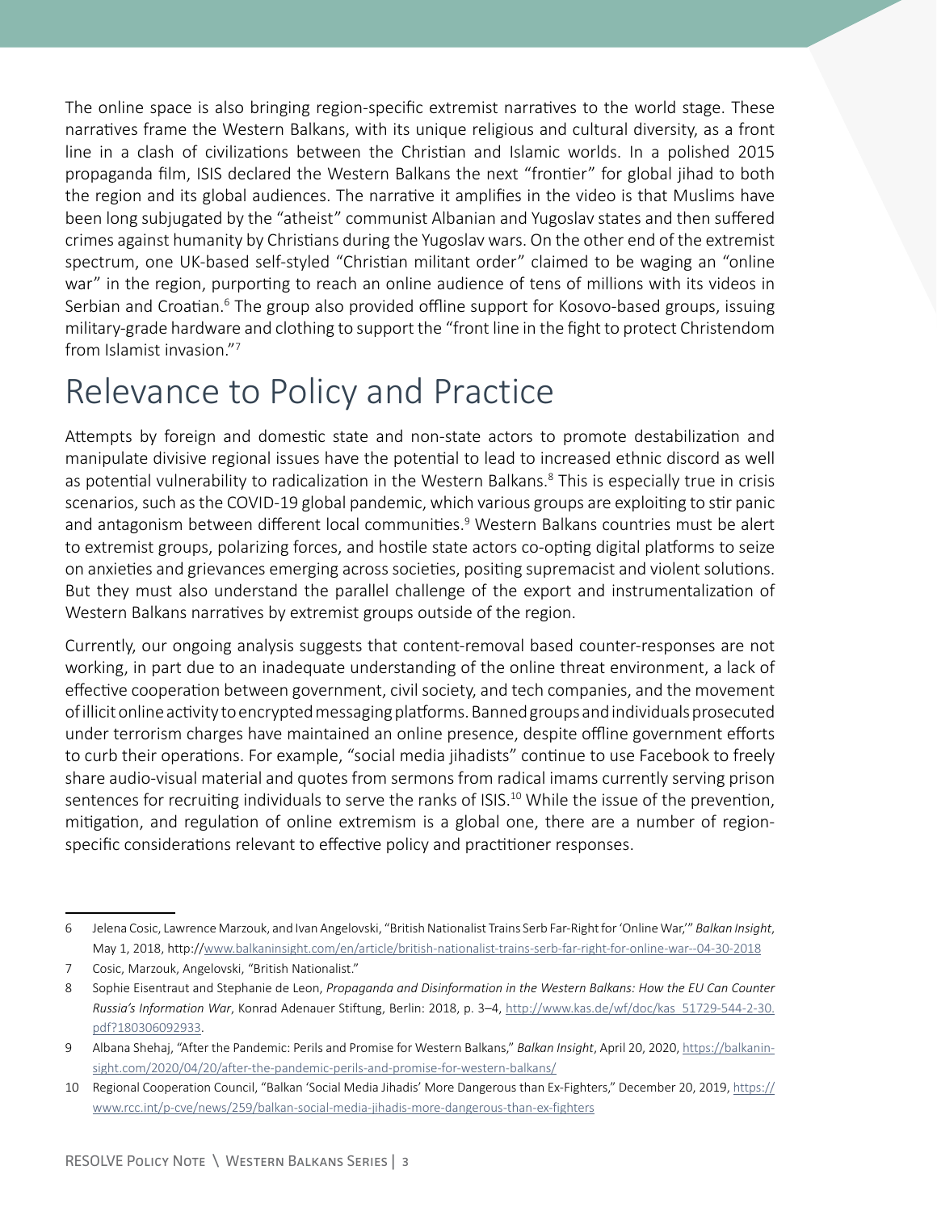The online space is also bringing region-specific extremist narratives to the world stage. These narratives frame the Western Balkans, with its unique religious and cultural diversity, as a front line in a clash of civilizations between the Christian and Islamic worlds. In a polished 2015 propaganda film, ISIS declared the Western Balkans the next "frontier" for global jihad to both the region and its global audiences. The narrative it amplifies in the video is that Muslims have been long subjugated by the "atheist" communist Albanian and Yugoslav states and then suffered crimes against humanity by Christians during the Yugoslav wars. On the other end of the extremist spectrum, one UK-based self-styled "Christian militant order" claimed to be waging an "online war" in the region, purporting to reach an online audience of tens of millions with its videos in Serbian and Croatian.[6] The group also provided offline support for Kosovo-based groups, issuing military-grade hardware and clothing to support the "front line in the fight to protect Christendom from Islamist invasion."[7]

# Relevance to Policy and Practice

Attempts by foreign and domestic state and non-state actors to promote destabilization and manipulate divisive regional issues have the potential to lead to increased ethnic discord as well as potential vulnerability to radicalization in the Western Balkans.[8] This is especially true in crisis scenarios, such as the COVID-19 global pandemic, which various groups are exploiting to stir panic and antagonism between different local communities.[9] Western Balkans countries must be alert to extremist groups, polarizing forces, and hostile state actors co-opting digital platforms to seize on anxieties and grievances emerging across societies, positing supremacist and violent solutions. But they must also understand the parallel challenge of the export and instrumentalization of Western Balkans narratives by extremist groups outside of the region.

Currently, our ongoing analysis suggests that content-removal based counter-responses are not working, in part due to an inadequate understanding of the online threat environment, a lack of effective cooperation between government, civil society, and tech companies, and the movement of illicit online activity to encrypted messaging platforms. Banned groups and individuals prosecuted under terrorism charges have maintained an online presence, despite offline government efforts to curb their operations. For example, "social media jihadists" continue to use Facebook to freely share audio-visual material and quotes from sermons from radical imams currently serving prison sentences for recruiting individuals to serve the ranks of ISIS.[10] While the issue of the prevention, mitigation, and regulation of online extremism is a global one, there are a number of region-specific considerations relevant to effective policy and practitioner responses.

---

6 Jelena Cosic, Lawrence Marzouk, and Ivan Angelovski, "British Nationalist Trains Serb Far-Right for 'Online War,'" *Balkan Insight*, May 1, 2018, http://www.balkaninsight.com/en/article/british-nationalist-trains-serb-far-right-for-online-war--04-30-2018

7 Cosic, Marzouk, Angelovski, "British Nationalist."

8 Sophie Eisentraut and Stephanie de Leon, *Propaganda and Disinformation in the Western Balkans: How the EU Can Counter Russia's Information War*, Konrad Adenauer Stiftung, Berlin: 2018, p. 3–4, http://www.kas.de/wf/doc/kas_51729-544-2-30.pdf?180306092933.

9 Albana Shehaj, "After the Pandemic: Perils and Promise for Western Balkans," *Balkan Insight*, April 20, 2020, https://balkaninsight.com/2020/04/20/after-the-pandemic-perils-and-promise-for-western-balkans/

10 Regional Cooperation Council, "Balkan 'Social Media Jihadis' More Dangerous than Ex-Fighters," December 20, 2019, https://www.rcc.int/p-cve/news/259/balkan-social-media-jihadis-more-dangerous-than-ex-fighters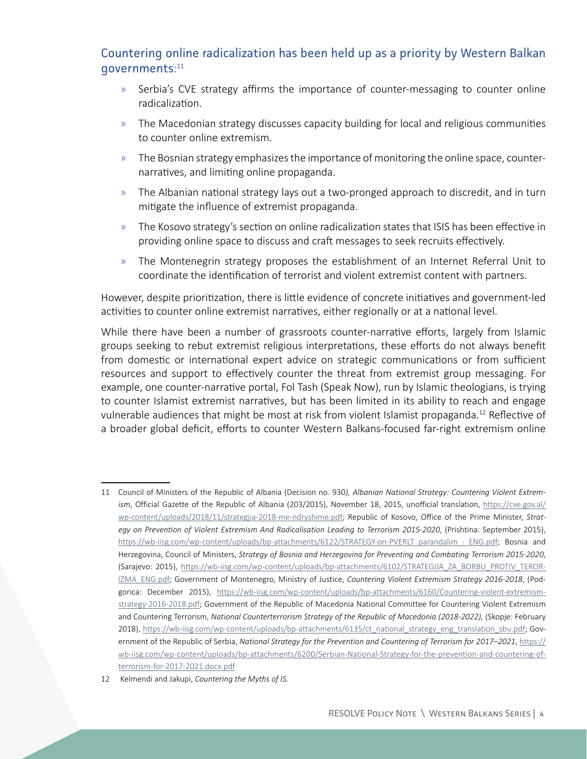## Countering online radicalization has been held up as a priority by Western Balkan governments:[11]

- Serbia's CVE strategy affirms the importance of counter-messaging to counter online radicalization.
- The Macedonian strategy discusses capacity building for local and religious communities to counter online extremism.
- The Bosnian strategy emphasizes the importance of monitoring the online space, counter-narratives, and limiting online propaganda.
- The Albanian national strategy lays out a two-pronged approach to discredit, and in turn mitigate the influence of extremist propaganda.
- The Kosovo strategy's section on online radicalization states that ISIS has been effective in providing online space to discuss and craft messages to seek recruits effectively.
- The Montenegrin strategy proposes the establishment of an Internet Referral Unit to coordinate the identification of terrorist and violent extremist content with partners.

However, despite prioritization, there is little evidence of concrete initiatives and government-led activities to counter online extremist narratives, either regionally or at a national level.

While there have been a number of grassroots counter-narrative efforts, largely from Islamic groups seeking to rebut extremist religious interpretations, these efforts do not always benefit from domestic or international expert advice on strategic communications or from sufficient resources and support to effectively counter the threat from extremist group messaging. For example, one counter-narrative portal, Fol Tash (Speak Now), run by Islamic theologians, is trying to counter Islamist extremist narratives, but has been limited in its ability to reach and engage vulnerable audiences that might be most at risk from violent Islamist propaganda.[12] Reflective of a broader global deficit, efforts to counter Western Balkans-focused far-right extremism online

---

11 Council of Ministers of the Republic of Albania (Decision no. 930*), Albanian National Strategy: Countering Violent Extremism*, Official Gazette of the Republic of Albania (203/2015), November 18, 2015, unofficial translation, https://cve.gov.al/wp-content/uploads/2018/11/strategjia-2018-me-ndryshime.pdf; Republic of Kosovo, Office of the Prime Minister, *Strategy on Prevention of Violent Extremism And Radicalisation Leading to Terrorism 2015-2020*, (Prishtina: September 2015), https://wb-iisg.com/wp-content/uploads/bp-attachments/6122/STRATEGY-on-PVERLT_parandalim_-_ENG.pdf; Bosnia and Herzegovina, Council of Ministers, *Strategy of Bosnia and Herzegovina for Preventing and Combating Terrorism 2015-2020*, (Sarajevo: 2015), https://wb-iisg.com/wp-content/uploads/bp-attachments/6102/STRATEGIJA_ZA_BORBU_PROTIV_TERORIZMA_ENG.pdf; Government of Montenegro, Ministry of Justice, *Countering Violent Extremism Strategy 2016-2018*, (Podgorica: December 2015), https://wb-iisg.com/wp-content/uploads/bp-attachments/6160/Countering-violent-extremism-strategy-2016-2018.pdf; Government of the Republic of Macedonia National Committee for Countering Violent Extremism and Countering Terrorism, *National Counterterrorism Strategy of the Republic of Macedonia (2018-2022)*, (Skopje: February 2018), https://wb-iisg.com/wp-content/uploads/bp-attachments/6135/ct_national_strategy_eng_translation_sbu.pdf; Government of the Republic of Serbia, *National Strategy for the Prevention and Countering of Terrorism for 2017–2021*, https://wb-iisg.com/wp-content/uploads/bp-attachments/6200/Serbian-National-Strategy-for-the-prevention-and-countering-of-terrorism-for-2017-2021.docx.pdf

12 Kelmendi and Jakupi, *Countering the Myths of IS*.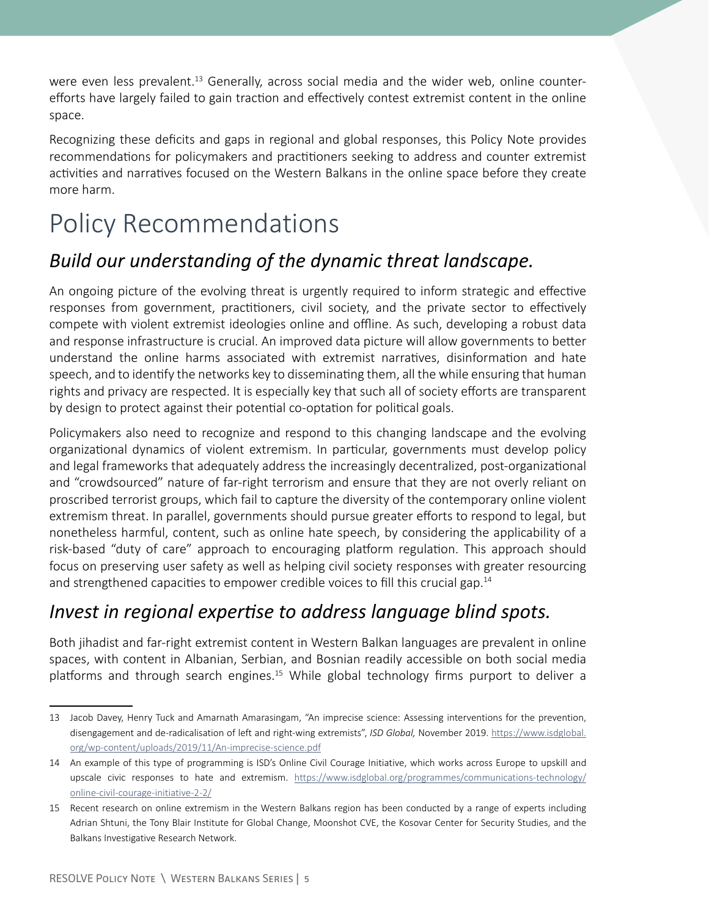were even less prevalent.[13] Generally, across social media and the wider web, online counter-efforts have largely failed to gain traction and effectively contest extremist content in the online space.

Recognizing these deficits and gaps in regional and global responses, this Policy Note provides recommendations for policymakers and practitioners seeking to address and counter extremist activities and narratives focused on the Western Balkans in the online space before they create more harm.

# Policy Recommendations

## *Build our understanding of the dynamic threat landscape.*

An ongoing picture of the evolving threat is urgently required to inform strategic and effective responses from government, practitioners, civil society, and the private sector to effectively compete with violent extremist ideologies online and offline. As such, developing a robust data and response infrastructure is crucial. An improved data picture will allow governments to better understand the online harms associated with extremist narratives, disinformation and hate speech, and to identify the networks key to disseminating them, all the while ensuring that human rights and privacy are respected. It is especially key that such all of society efforts are transparent by design to protect against their potential co-optation for political goals.

Policymakers also need to recognize and respond to this changing landscape and the evolving organizational dynamics of violent extremism. In particular, governments must develop policy and legal frameworks that adequately address the increasingly decentralized, post-organizational and "crowdsourced" nature of far-right terrorism and ensure that they are not overly reliant on proscribed terrorist groups, which fail to capture the diversity of the contemporary online violent extremism threat. In parallel, governments should pursue greater efforts to respond to legal, but nonetheless harmful, content, such as online hate speech, by considering the applicability of a risk-based "duty of care" approach to encouraging platform regulation. This approach should focus on preserving user safety as well as helping civil society responses with greater resourcing and strengthened capacities to empower credible voices to fill this crucial gap.[14]

## *Invest in regional expertise to address language blind spots.*

Both jihadist and far-right extremist content in Western Balkan languages are prevalent in online spaces, with content in Albanian, Serbian, and Bosnian readily accessible on both social media platforms and through search engines.[15] While global technology firms purport to deliver a

---

13 Jacob Davey, Henry Tuck and Amarnath Amarasingam, "An imprecise science: Assessing interventions for the prevention, disengagement and de-radicalisation of left and right-wing extremists", *ISD Global,* November 2019. https://www.isdglobal.org/wp-content/uploads/2019/11/An-imprecise-science.pdf

14 An example of this type of programming is ISD's Online Civil Courage Initiative, which works across Europe to upskill and upscale civic responses to hate and extremism. https://www.isdglobal.org/programmes/communications-technology/online-civil-courage-initiative-2-2/

15 Recent research on online extremism in the Western Balkans region has been conducted by a range of experts including Adrian Shtuni, the Tony Blair Institute for Global Change, Moonshot CVE, the Kosovar Center for Security Studies, and the Balkans Investigative Research Network.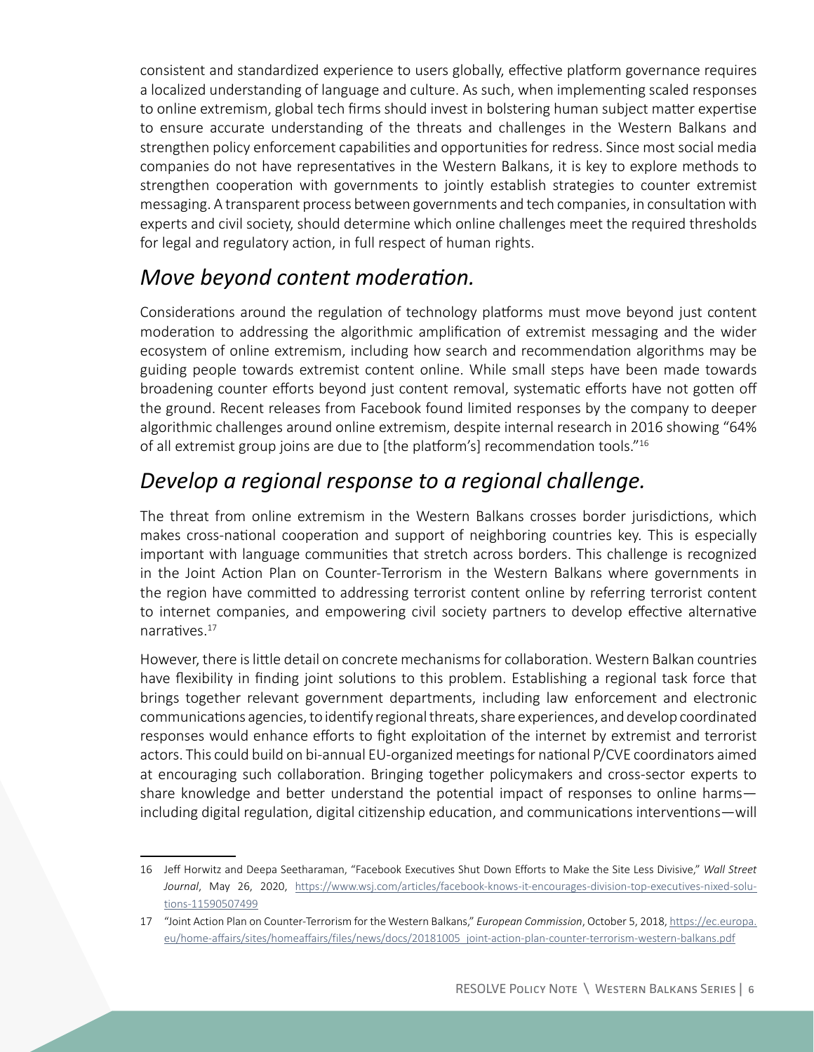consistent and standardized experience to users globally, effective platform governance requires a localized understanding of language and culture. As such, when implementing scaled responses to online extremism, global tech firms should invest in bolstering human subject matter expertise to ensure accurate understanding of the threats and challenges in the Western Balkans and strengthen policy enforcement capabilities and opportunities for redress. Since most social media companies do not have representatives in the Western Balkans, it is key to explore methods to strengthen cooperation with governments to jointly establish strategies to counter extremist messaging. A transparent process between governments and tech companies, in consultation with experts and civil society, should determine which online challenges meet the required thresholds for legal and regulatory action, in full respect of human rights.

## *Move beyond content moderation.*

Considerations around the regulation of technology platforms must move beyond just content moderation to addressing the algorithmic amplification of extremist messaging and the wider ecosystem of online extremism, including how search and recommendation algorithms may be guiding people towards extremist content online. While small steps have been made towards broadening counter efforts beyond just content removal, systematic efforts have not gotten off the ground. Recent releases from Facebook found limited responses by the company to deeper algorithmic challenges around online extremism, despite internal research in 2016 showing "64% of all extremist group joins are due to [the platform's] recommendation tools."[16]

## *Develop a regional response to a regional challenge.*

The threat from online extremism in the Western Balkans crosses border jurisdictions, which makes cross-national cooperation and support of neighboring countries key. This is especially important with language communities that stretch across borders. This challenge is recognized in the Joint Action Plan on Counter-Terrorism in the Western Balkans where governments in the region have committed to addressing terrorist content online by referring terrorist content to internet companies, and empowering civil society partners to develop effective alternative narratives.[17]

However, there is little detail on concrete mechanisms for collaboration. Western Balkan countries have flexibility in finding joint solutions to this problem. Establishing a regional task force that brings together relevant government departments, including law enforcement and electronic communications agencies, to identify regional threats, share experiences, and develop coordinated responses would enhance efforts to fight exploitation of the internet by extremist and terrorist actors. This could build on bi-annual EU-organized meetings for national P/CVE coordinators aimed at encouraging such collaboration. Bringing together policymakers and cross-sector experts to share knowledge and better understand the potential impact of responses to online harms—including digital regulation, digital citizenship education, and communications interventions—will

---

16 Jeff Horwitz and Deepa Seetharaman, "Facebook Executives Shut Down Efforts to Make the Site Less Divisive," *Wall Street Journal*, May 26, 2020, https://www.wsj.com/articles/facebook-knows-it-encourages-division-top-executives-nixed-solutions-11590507499

17 "Joint Action Plan on Counter-Terrorism for the Western Balkans," *European Commission*, October 5, 2018, https://ec.europa.eu/home-affairs/sites/homeaffairs/files/news/docs/20181005_joint-action-plan-counter-terrorism-western-balkans.pdf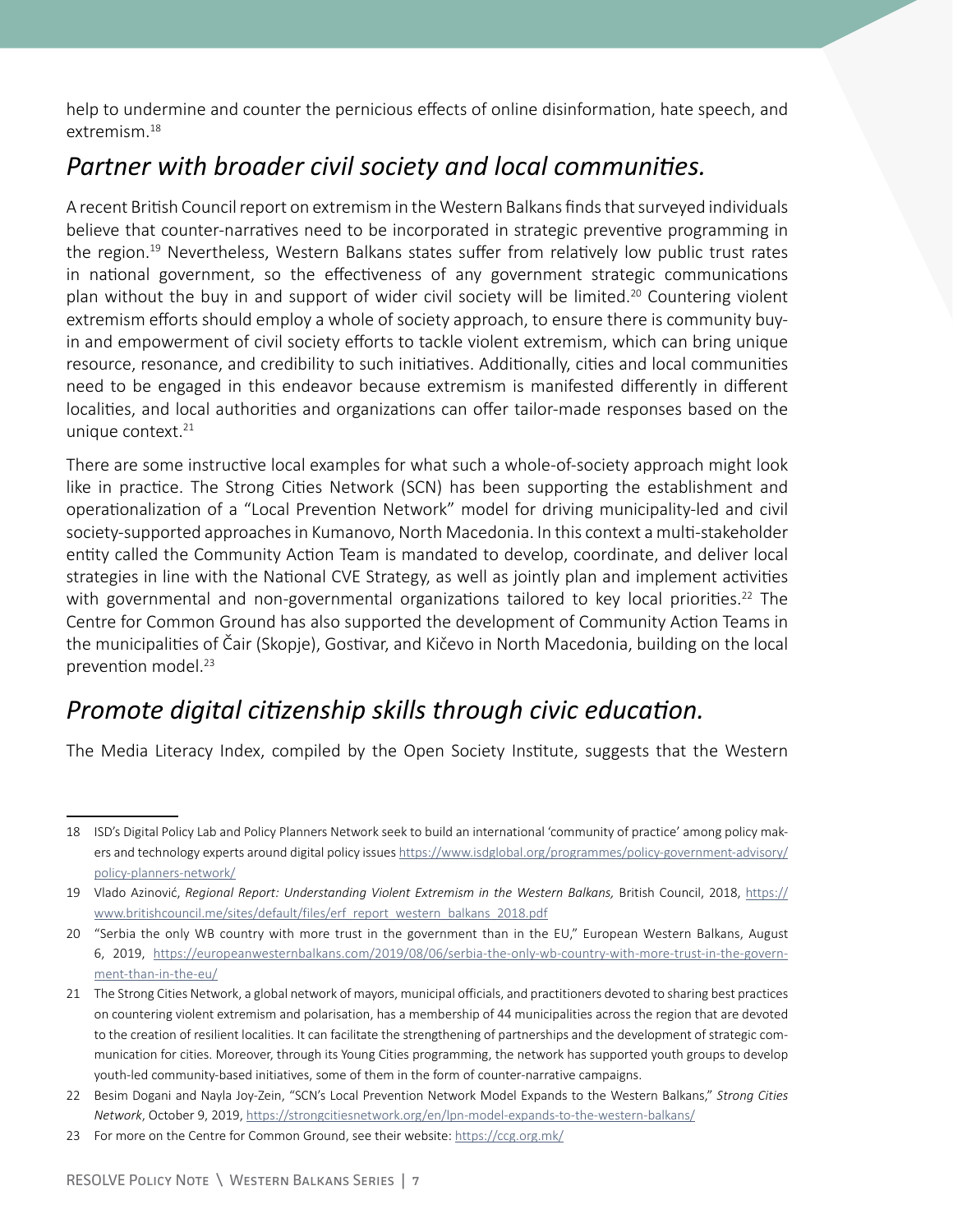help to undermine and counter the pernicious effects of online disinformation, hate speech, and extremism.[18]

## *Partner with broader civil society and local communities.*

A recent British Council report on extremism in the Western Balkans finds that surveyed individuals believe that counter-narratives need to be incorporated in strategic preventive programming in the region.[19] Nevertheless, Western Balkans states suffer from relatively low public trust rates in national government, so the effectiveness of any government strategic communications plan without the buy in and support of wider civil society will be limited.[20] Countering violent extremism efforts should employ a whole of society approach, to ensure there is community buy-in and empowerment of civil society efforts to tackle violent extremism, which can bring unique resource, resonance, and credibility to such initiatives. Additionally, cities and local communities need to be engaged in this endeavor because extremism is manifested differently in different localities, and local authorities and organizations can offer tailor-made responses based on the unique context.[21]

There are some instructive local examples for what such a whole-of-society approach might look like in practice. The Strong Cities Network (SCN) has been supporting the establishment and operationalization of a "Local Prevention Network" model for driving municipality-led and civil society-supported approaches in Kumanovo, North Macedonia. In this context a multi-stakeholder entity called the Community Action Team is mandated to develop, coordinate, and deliver local strategies in line with the National CVE Strategy, as well as jointly plan and implement activities with governmental and non-governmental organizations tailored to key local priorities.[22] The Centre for Common Ground has also supported the development of Community Action Teams in the municipalities of Čair (Skopje), Gostivar, and Kičevo in North Macedonia, building on the local prevention model.[23]

## *Promote digital citizenship skills through civic education.*

The Media Literacy Index, compiled by the Open Society Institute, suggests that the Western

---

18 ISD's Digital Policy Lab and Policy Planners Network seek to build an international 'community of practice' among policy makers and technology experts around digital policy issues https://www.isdglobal.org/programmes/policy-government-advisory/policy-planners-network/

19 Vlado Azinović, *Regional Report: Understanding Violent Extremism in the Western Balkans,* British Council, 2018, https://www.britishcouncil.me/sites/default/files/erf_report_western_balkans_2018.pdf

20 "Serbia the only WB country with more trust in the government than in the EU," European Western Balkans, August 6, 2019, https://europeanwesternbalkans.com/2019/08/06/serbia-the-only-wb-country-with-more-trust-in-the-government-than-in-the-eu/

21 The Strong Cities Network, a global network of mayors, municipal officials, and practitioners devoted to sharing best practices on countering violent extremism and polarisation, has a membership of 44 municipalities across the region that are devoted to the creation of resilient localities. It can facilitate the strengthening of partnerships and the development of strategic communication for cities. Moreover, through its Young Cities programming, the network has supported youth groups to develop youth-led community-based initiatives, some of them in the form of counter-narrative campaigns.

22 Besim Dogani and Nayla Joy-Zein, "SCN's Local Prevention Network Model Expands to the Western Balkans," *Strong Cities Network*, October 9, 2019, https://strongcitiesnetwork.org/en/lpn-model-expands-to-the-western-balkans/

23 For more on the Centre for Common Ground, see their website: https://ccg.org.mk/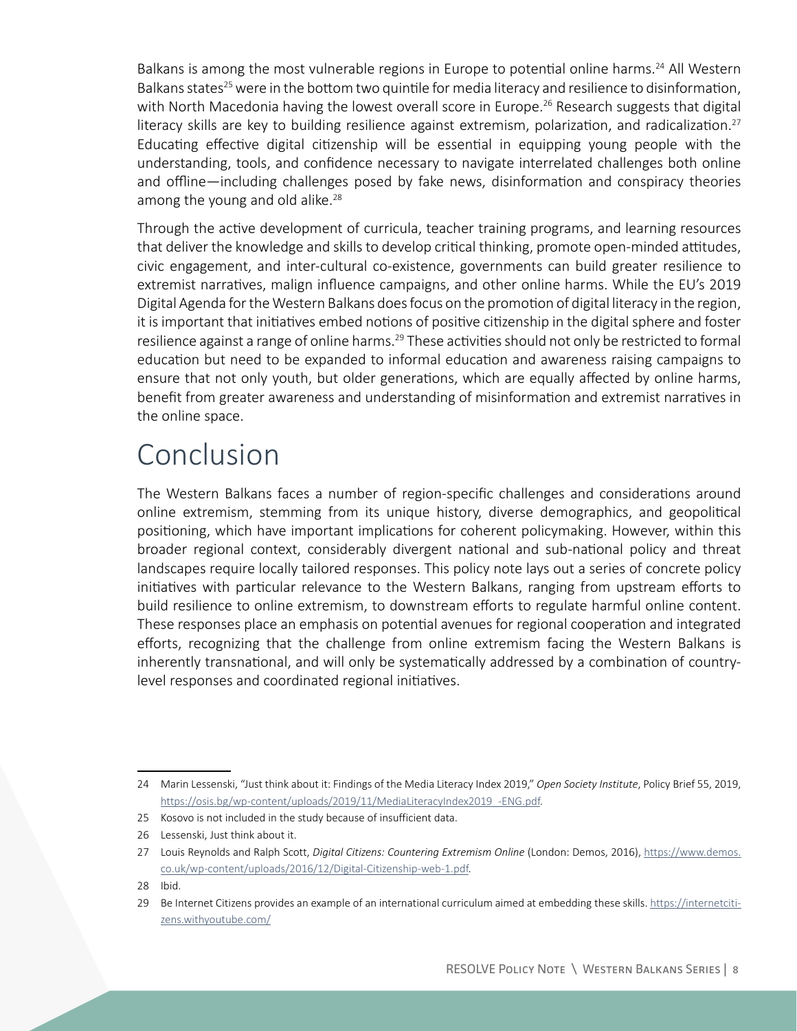Balkans is among the most vulnerable regions in Europe to potential online harms.[24] All Western Balkans states[25] were in the bottom two quintile for media literacy and resilience to disinformation, with North Macedonia having the lowest overall score in Europe.[26] Research suggests that digital literacy skills are key to building resilience against extremism, polarization, and radicalization.[27] Educating effective digital citizenship will be essential in equipping young people with the understanding, tools, and confidence necessary to navigate interrelated challenges both online and offline—including challenges posed by fake news, disinformation and conspiracy theories among the young and old alike.[28]

Through the active development of curricula, teacher training programs, and learning resources that deliver the knowledge and skills to develop critical thinking, promote open-minded attitudes, civic engagement, and inter-cultural co-existence, governments can build greater resilience to extremist narratives, malign influence campaigns, and other online harms. While the EU's 2019 Digital Agenda for the Western Balkans does focus on the promotion of digital literacy in the region, it is important that initiatives embed notions of positive citizenship in the digital sphere and foster resilience against a range of online harms.[29] These activities should not only be restricted to formal education but need to be expanded to informal education and awareness raising campaigns to ensure that not only youth, but older generations, which are equally affected by online harms, benefit from greater awareness and understanding of misinformation and extremist narratives in the online space.

# Conclusion

The Western Balkans faces a number of region-specific challenges and considerations around online extremism, stemming from its unique history, diverse demographics, and geopolitical positioning, which have important implications for coherent policymaking. However, within this broader regional context, considerably divergent national and sub-national policy and threat landscapes require locally tailored responses. This policy note lays out a series of concrete policy initiatives with particular relevance to the Western Balkans, ranging from upstream efforts to build resilience to online extremism, to downstream efforts to regulate harmful online content. These responses place an emphasis on potential avenues for regional cooperation and integrated efforts, recognizing that the challenge from online extremism facing the Western Balkans is inherently transnational, and will only be systematically addressed by a combination of country-level responses and coordinated regional initiatives.

---

24 Marin Lessenski, "Just think about it: Findings of the Media Literacy Index 2019," *Open Society Institute*, Policy Brief 55, 2019, https://osis.bg/wp-content/uploads/2019/11/MediaLiteracyIndex2019_-ENG.pdf.

25 Kosovo is not included in the study because of insufficient data.

26 Lessenski, Just think about it.

27 Louis Reynolds and Ralph Scott, *Digital Citizens: Countering Extremism Online* (London: Demos, 2016), https://www.demos.co.uk/wp-content/uploads/2016/12/Digital-Citizenship-web-1.pdf.

28 Ibid.

29 Be Internet Citizens provides an example of an international curriculum aimed at embedding these skills. https://internetcitizens.withyoutube.com/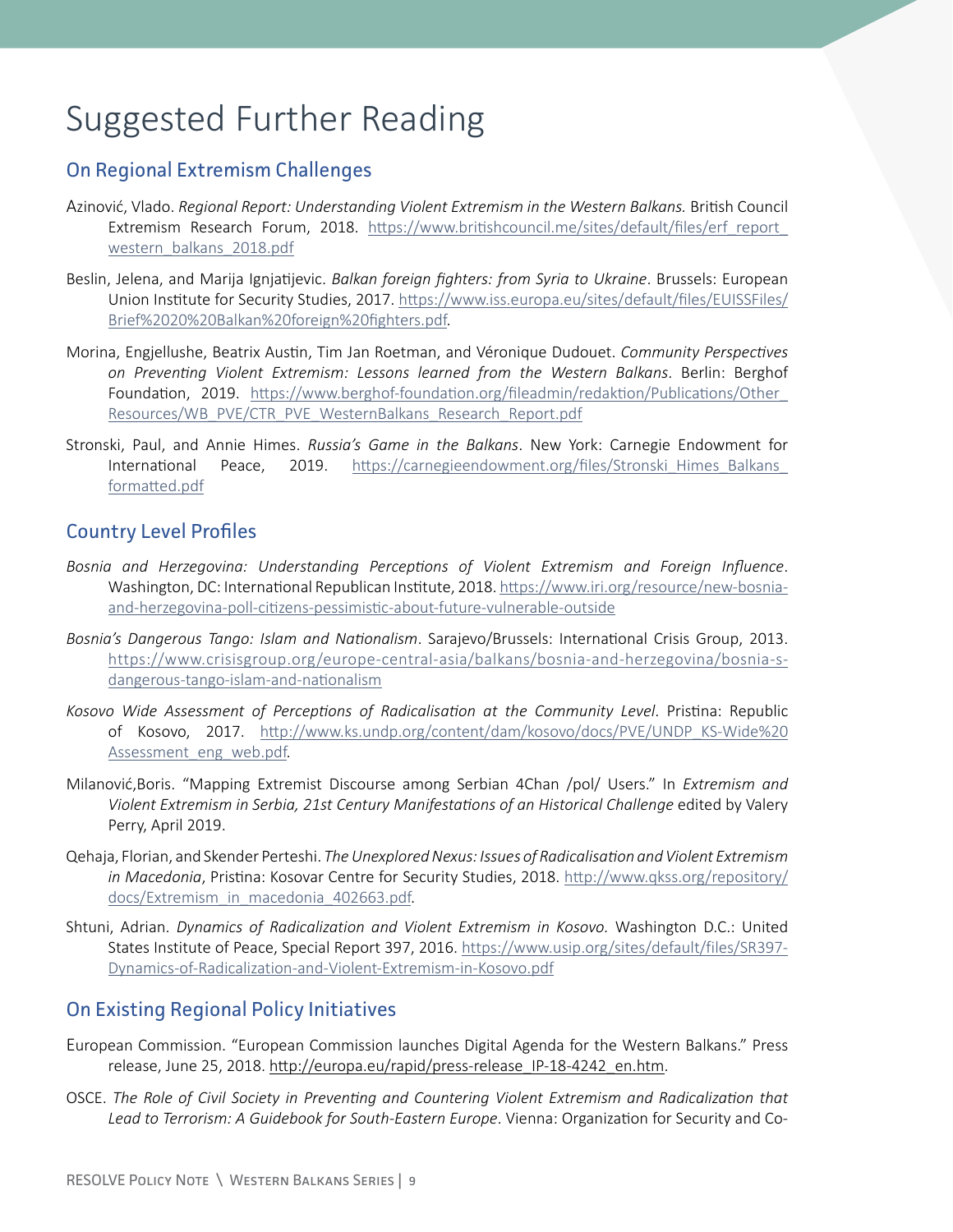# Suggested Further Reading

## On Regional Extremism Challenges

Azinović, Vlado. *Regional Report: Understanding Violent Extremism in the Western Balkans.* British Council Extremism Research Forum, 2018. https://www.britishcouncil.me/sites/default/files/erf_report_western_balkans_2018.pdf

Beslin, Jelena, and Marija Ignjatijevic. *Balkan foreign fighters: from Syria to Ukraine*. Brussels: European Union Institute for Security Studies, 2017. https://www.iss.europa.eu/sites/default/files/EUISSFiles/Brief%2020%20Balkan%20foreign%20fighters.pdf.

Morina, Engjellushe, Beatrix Austin, Tim Jan Roetman, and Véronique Dudouet. *Community Perspectives on Preventing Violent Extremism: Lessons learned from the Western Balkans*. Berlin: Berghof Foundation, 2019. https://www.berghof-foundation.org/fileadmin/redaktion/Publications/Other_Resources/WB_PVE/CTR_PVE_WesternBalkans_Research_Report.pdf

Stronski, Paul, and Annie Himes. *Russia's Game in the Balkans*. New York: Carnegie Endowment for International Peace, 2019. https://carnegieendowment.org/files/Stronski_Himes_Balkans_formatted.pdf

## Country Level Profiles

*Bosnia and Herzegovina: Understanding Perceptions of Violent Extremism and Foreign Influence*. Washington, DC: International Republican Institute, 2018. https://www.iri.org/resource/new-bosnia-and-herzegovina-poll-citizens-pessimistic-about-future-vulnerable-outside

*Bosnia's Dangerous Tango: Islam and Nationalism*. Sarajevo/Brussels: International Crisis Group, 2013. https://www.crisisgroup.org/europe-central-asia/balkans/bosnia-and-herzegovina/bosnia-s-dangerous-tango-islam-and-nationalism

*Kosovo Wide Assessment of Perceptions of Radicalisation at the Community Level*. Pristina: Republic of Kosovo, 2017. http://www.ks.undp.org/content/dam/kosovo/docs/PVE/UNDP_KS-Wide%20Assessment_eng_web.pdf.

Milanović,Boris. "Mapping Extremist Discourse among Serbian 4Chan /pol/ Users." In *Extremism and Violent Extremism in Serbia, 21st Century Manifestations of an Historical Challenge* edited by Valery Perry, April 2019.

Qehaja, Florian, and Skender Perteshi. *The Unexplored Nexus: Issues of Radicalisation and Violent Extremism in Macedonia*, Pristina: Kosovar Centre for Security Studies, 2018. http://www.qkss.org/repository/docs/Extremism_in_macedonia_402663.pdf.

Shtuni, Adrian. *Dynamics of Radicalization and Violent Extremism in Kosovo*. Washington D.C.: United States Institute of Peace, Special Report 397, 2016. https://www.usip.org/sites/default/files/SR397-Dynamics-of-Radicalization-and-Violent-Extremism-in-Kosovo.pdf

## On Existing Regional Policy Initiatives

European Commission. "European Commission launches Digital Agenda for the Western Balkans." Press release, June 25, 2018. http://europa.eu/rapid/press-release_IP-18-4242_en.htm.

OSCE. *The Role of Civil Society in Preventing and Countering Violent Extremism and Radicalization that Lead to Terrorism: A Guidebook for South-Eastern Europe*. Vienna: Organization for Security and Co-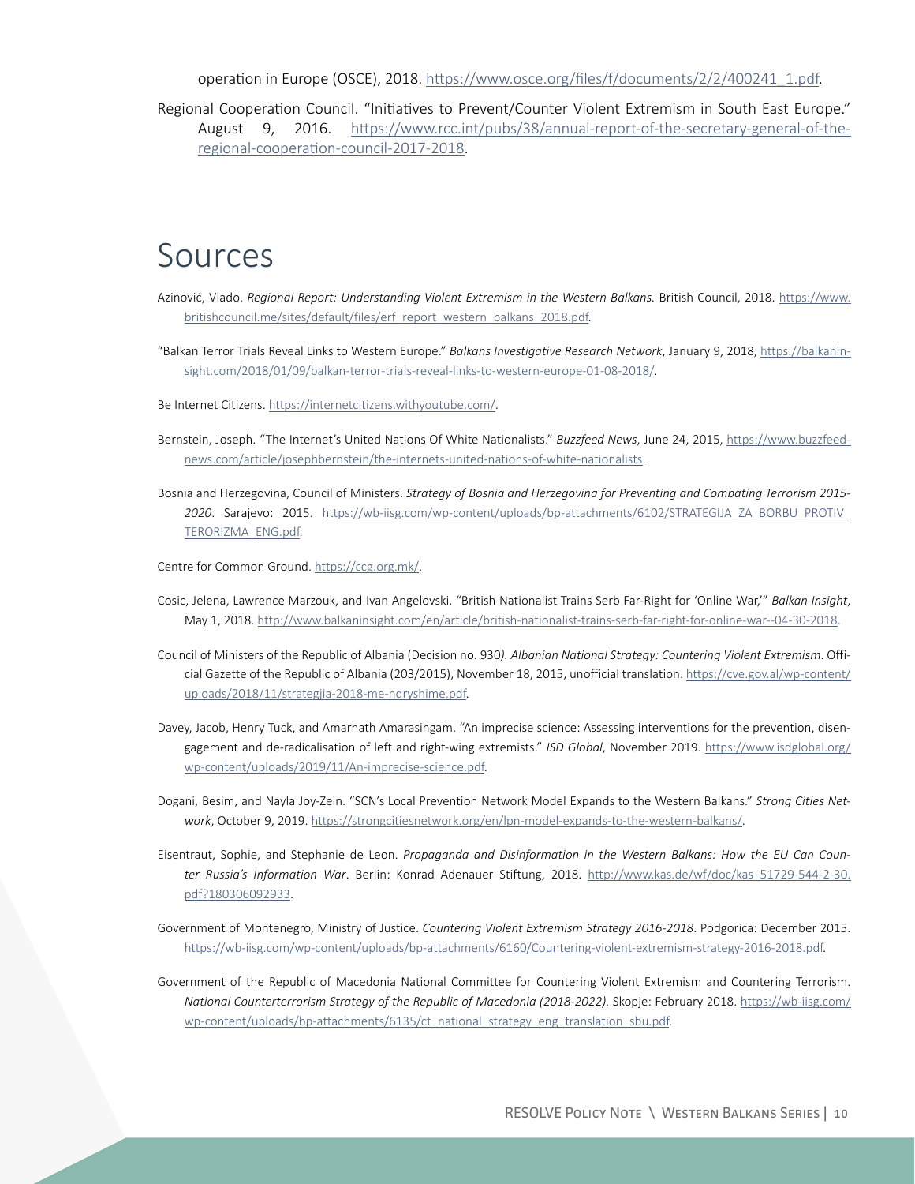operation in Europe (OSCE), 2018. https://www.osce.org/files/f/documents/2/2/400241_1.pdf.

Regional Cooperation Council. "Initiatives to Prevent/Counter Violent Extremism in South East Europe." August 9, 2016. https://www.rcc.int/pubs/38/annual-report-of-the-secretary-general-of-the-regional-cooperation-council-2017-2018.

# Sources

Azinović, Vlado. *Regional Report: Understanding Violent Extremism in the Western Balkans.* British Council, 2018. https://www.britishcouncil.me/sites/default/files/erf_report_western_balkans_2018.pdf.

"Balkan Terror Trials Reveal Links to Western Europe." *Balkans Investigative Research Network*, January 9, 2018, https://balkaninsight.com/2018/01/09/balkan-terror-trials-reveal-links-to-western-europe-01-08-2018/.

Be Internet Citizens. https://internetcitizens.withyoutube.com/.

Bernstein, Joseph. "The Internet's United Nations Of White Nationalists." *Buzzfeed News*, June 24, 2015, https://www.buzzfeednews.com/article/josephbernstein/the-internets-united-nations-of-white-nationalists.

Bosnia and Herzegovina, Council of Ministers. *Strategy of Bosnia and Herzegovina for Preventing and Combating Terrorism 2015-2020*. Sarajevo: 2015. https://wb-iisg.com/wp-content/uploads/bp-attachments/6102/STRATEGIJA_ZA_BORBU_PROTIV_TERORIZMA_ENG.pdf.

Centre for Common Ground. https://ccg.org.mk/.

Cosic, Jelena, Lawrence Marzouk, and Ivan Angelovski. "British Nationalist Trains Serb Far-Right for 'Online War,'" *Balkan Insight*, May 1, 2018. http://www.balkaninsight.com/en/article/british-nationalist-trains-serb-far-right-for-online-war--04-30-2018.

Council of Ministers of the Republic of Albania (Decision no. 930*). Albanian National Strategy: Countering Violent Extremism*. Official Gazette of the Republic of Albania (203/2015), November 18, 2015, unofficial translation. https://cve.gov.al/wp-content/uploads/2018/11/strategjia-2018-me-ndryshime.pdf.

Davey, Jacob, Henry Tuck, and Amarnath Amarasingam. "An imprecise science: Assessing interventions for the prevention, disengagement and de-radicalisation of left and right-wing extremists." *ISD Global*, November 2019. https://www.isdglobal.org/wp-content/uploads/2019/11/An-imprecise-science.pdf.

Dogani, Besim, and Nayla Joy-Zein. "SCN's Local Prevention Network Model Expands to the Western Balkans." *Strong Cities Network*, October 9, 2019. https://strongcitiesnetwork.org/en/lpn-model-expands-to-the-western-balkans/.

Eisentraut, Sophie, and Stephanie de Leon. *Propaganda and Disinformation in the Western Balkans: How the EU Can Counter Russia's Information War*. Berlin: Konrad Adenauer Stiftung, 2018. http://www.kas.de/wf/doc/kas_51729-544-2-30.pdf?180306092933.

Government of Montenegro, Ministry of Justice. *Countering Violent Extremism Strategy 2016-2018*. Podgorica: December 2015. https://wb-iisg.com/wp-content/uploads/bp-attachments/6160/Countering-violent-extremism-strategy-2016-2018.pdf.

Government of the Republic of Macedonia National Committee for Countering Violent Extremism and Countering Terrorism. *National Counterterrorism Strategy of the Republic of Macedonia (2018-2022)*. Skopje: February 2018. https://wb-iisg.com/wp-content/uploads/bp-attachments/6135/ct_national_strategy_eng_translation_sbu.pdf.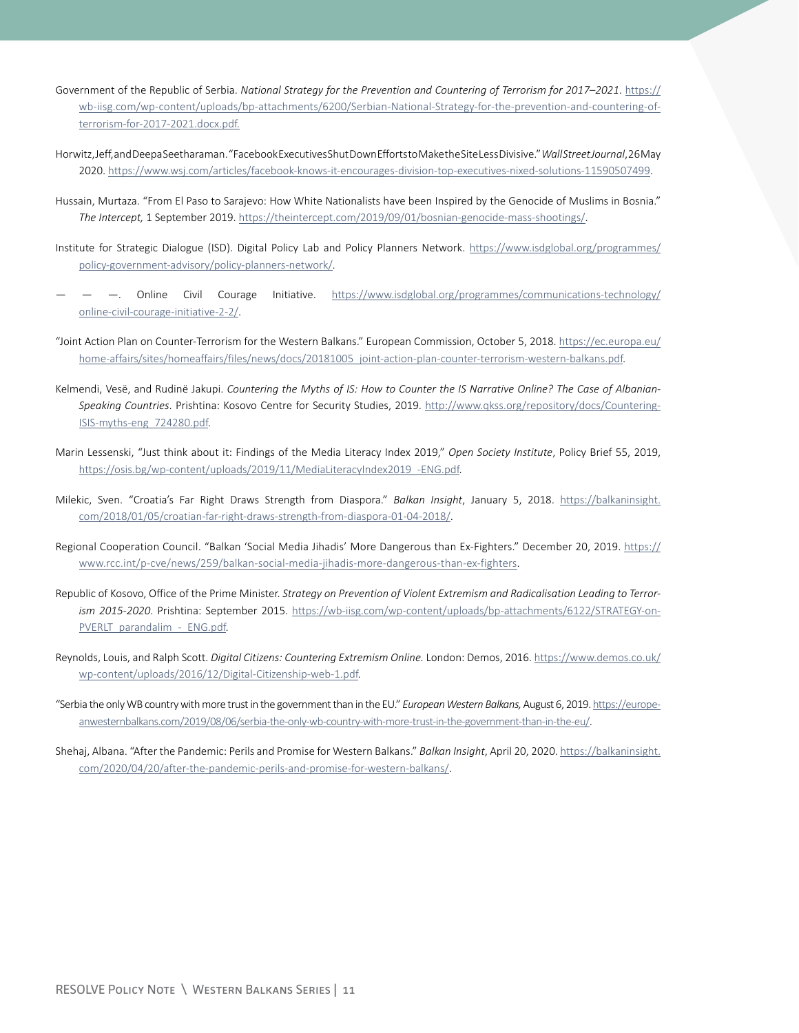Government of the Republic of Serbia. *National Strategy for the Prevention and Countering of Terrorism for 2017–2021*. https://wb-iisg.com/wp-content/uploads/bp-attachments/6200/Serbian-National-Strategy-for-the-prevention-and-countering-of-terrorism-for-2017-2021.docx.pdf.

Horwitz, Jeff, and Deepa Seetharaman. "Facebook Executives Shut Down Efforts to Make the Site Less Divisive." *Wall Street Journal*, 26 May 2020. https://www.wsj.com/articles/facebook-knows-it-encourages-division-top-executives-nixed-solutions-11590507499.

Hussain, Murtaza. "From El Paso to Sarajevo: How White Nationalists have been Inspired by the Genocide of Muslims in Bosnia." *The Intercept,* 1 September 2019. https://theintercept.com/2019/09/01/bosnian-genocide-mass-shootings/.

Institute for Strategic Dialogue (ISD). Digital Policy Lab and Policy Planners Network. https://www.isdglobal.org/programmes/policy-government-advisory/policy-planners-network/.

— — —. Online Civil Courage Initiative. https://www.isdglobal.org/programmes/communications-technology/online-civil-courage-initiative-2-2/.

"Joint Action Plan on Counter-Terrorism for the Western Balkans." European Commission, October 5, 2018. https://ec.europa.eu/home-affairs/sites/homeaffairs/files/news/docs/20181005_joint-action-plan-counter-terrorism-western-balkans.pdf.

Kelmendi, Vesë, and Rudinë Jakupi. *Countering the Myths of IS: How to Counter the IS Narrative Online? The Case of Albanian-Speaking Countries*. Prishtina: Kosovo Centre for Security Studies, 2019. http://www.qkss.org/repository/docs/Countering-ISIS-myths-eng_724280.pdf.

Marin Lessenski, "Just think about it: Findings of the Media Literacy Index 2019," *Open Society Institute*, Policy Brief 55, 2019, https://osis.bg/wp-content/uploads/2019/11/MediaLiteracyIndex2019_-ENG.pdf.

Milekic, Sven. "Croatia's Far Right Draws Strength from Diaspora." *Balkan Insight*, January 5, 2018. https://balkaninsight.com/2018/01/05/croatian-far-right-draws-strength-from-diaspora-01-04-2018/.

Regional Cooperation Council. "Balkan 'Social Media Jihadis' More Dangerous than Ex-Fighters." December 20, 2019. https://www.rcc.int/p-cve/news/259/balkan-social-media-jihadis-more-dangerous-than-ex-fighters.

Republic of Kosovo, Office of the Prime Minister. *Strategy on Prevention of Violent Extremism and Radicalisation Leading to Terrorism 2015-2020*. Prishtina: September 2015. https://wb-iisg.com/wp-content/uploads/bp-attachments/6122/STRATEGY-on-PVERLT_parandalim_-_ENG.pdf.

Reynolds, Louis, and Ralph Scott. *Digital Citizens: Countering Extremism Online.* London: Demos, 2016. https://www.demos.co.uk/wp-content/uploads/2016/12/Digital-Citizenship-web-1.pdf.

"Serbia the only WB country with more trust in the government than in the EU." *European Western Balkans,* August 6, 2019. https://europeanwesternbalkans.com/2019/08/06/serbia-the-only-wb-country-with-more-trust-in-the-government-than-in-the-eu/.

Shehaj, Albana. "After the Pandemic: Perils and Promise for Western Balkans." *Balkan Insight*, April 20, 2020. https://balkaninsight.com/2020/04/20/after-the-pandemic-perils-and-promise-for-western-balkans/.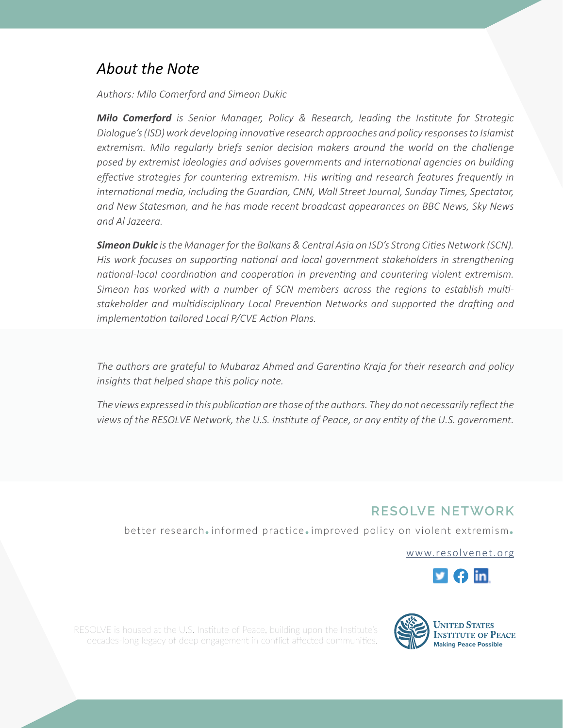## *About the Note*

*Authors: Milo Comerford and Simeon Dukic*

***Milo Comerford*** *is Senior Manager, Policy & Research, leading the Institute for Strategic Dialogue's (ISD) work developing innovative research approaches and policy responses to Islamist extremism. Milo regularly briefs senior decision makers around the world on the challenge posed by extremist ideologies and advises governments and international agencies on building effective strategies for countering extremism. His writing and research features frequently in international media, including the Guardian, CNN, Wall Street Journal, Sunday Times, Spectator, and New Statesman, and he has made recent broadcast appearances on BBC News, Sky News and Al Jazeera.*

***Simeon Dukic*** *is the Manager for the Balkans & Central Asia on ISD's Strong Cities Network (SCN). His work focuses on supporting national and local government stakeholders in strengthening national-local coordination and cooperation in preventing and countering violent extremism. Simeon has worked with a number of SCN members across the regions to establish multi-stakeholder and multidisciplinary Local Prevention Networks and supported the drafting and implementation tailored Local P/CVE Action Plans.*

*The authors are grateful to Mubaraz Ahmed and Garentina Kraja for their research and policy insights that helped shape this policy note.*

*The views expressed in this publication are those of the authors. They do not necessarily reflect the views of the RESOLVE Network, the U.S. Institute of Peace, or any entity of the U.S. government.*

**RESOLVE NETWORK**

better research. informed practice. improved policy on violent extremism.

www.resolvenet.org

RESOLVE is housed at the U.S. Institute of Peace, building upon the Institute's decades-long legacy of deep engagement in conflict affected communities.

**United States Institute of Peace**
Making Peace Possible